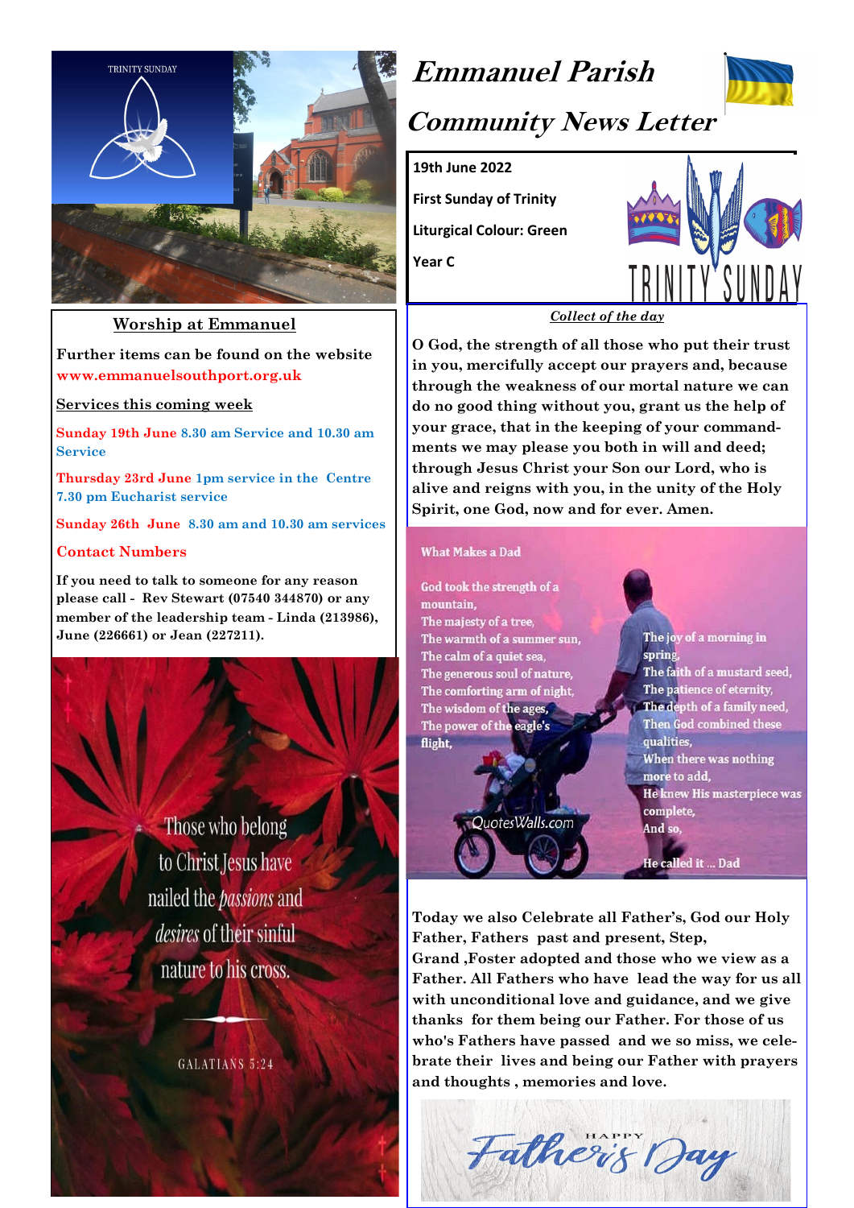# Emmanuel Parish

# Community News Letter

**19th June 2022**

**First Sunday of Trinity**

**Liturgical Colour: Green**

**Year C**

TRINITY SUNDAY

## Worship at Emmanuel

**Further items can be found on the website www.emmanuelsouthport.org.uk**

**Services this coming week**

**Sunday 19th June** 8.30 am Service and 10.30 am Service

**Thursday 23rd June** 1pm service in the Centre 7.30 pm Eucharist service

**Sunday 26th June** 8.30 am and 10.30 am services

**Contact Numbers**

**If you need to talk to someone for any reason please call - Rev Stewart (07540 344870) or any member of the leadership team - Linda (213986), June (226661) or Jean (227211).**

Those who belong to Christ Jesus have nailed the *passions* and *desires* of their sinful nature to his cross.

GALATIANS 5:24

***Collect of the day***

**O God, the strength of all those who put their trust in you, mercifully accept our prayers and, because through the weakness of our mortal nature we can do no good thing without you, grant us the help of your grace, that in the keeping of your commandments we may please you both in will and deed; through Jesus Christ your Son our Lord, who is alive and reigns with you, in the unity of the Holy Spirit, one God, now and for ever. Amen.**

What Makes a Dad

God took the strength of a mountain,
The majesty of a tree,
The warmth of a summer sun,
The calm of a quiet sea,
The generous soul of nature,
The comforting arm of night,
The wisdom of the ages,
The power of the eagle's flight,
The joy of a morning in spring,
The faith of a mustard seed,
The patience of eternity,
The depth of a family need,
Then God combined these qualities,
When there was nothing more to add,
He knew His masterpiece was complete,
And so,

He called it ... Dad

QuotesWalls.com

**Today we also Celebrate all Father's, God our Holy Father, Fathers past and present, Step, Grand ,Foster adopted and those who we view as a Father. All Fathers who have lead the way for us all with unconditional love and guidance, and we give thanks for them being our Father. For those of us who's Fathers have passed and we so miss, we celebrate their lives and being our Father with prayers and thoughts , memories and love.**

HAPPY Father's Day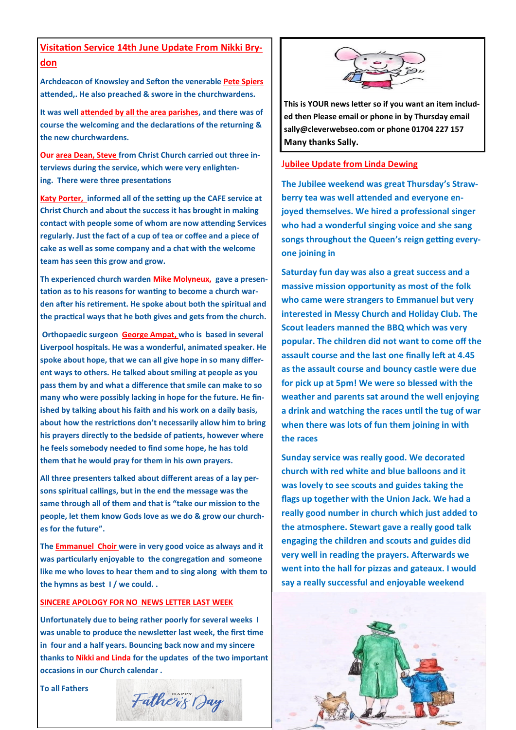## Visitation Service 14th June Update From Nikki Brydon

**Archdeacon of Knowsley and Sefton the venerable Pete Spiers attended,. He also preached & swore in the churchwardens.**

**It was well attended by all the area parishes, and there was of course the welcoming and the declarations of the returning & the new churchwardens.**

**Our area Dean, Steve from Christ Church carried out three interviews during the service, which were very enlightening. There were three presentations**

**Katy Porter, informed all of the setting up the CAFE service at Christ Church and about the success it has brought in making contact with people some of whom are now attending Services regularly. Just the fact of a cup of tea or coffee and a piece of cake as well as some company and a chat with the welcome team has seen this grow and grow.**

**Th experienced church warden Mike Molyneux, gave a presentation as to his reasons for wanting to become a church warden after his retirement. He spoke about both the spiritual and the practical ways that he both gives and gets from the church.**

**Orthopaedic surgeon George Ampat, who is based in several Liverpool hospitals. He was a wonderful, animated speaker. He spoke about hope, that we can all give hope in so many different ways to others. He talked about smiling at people as you pass them by and what a difference that smile can make to so many who were possibly lacking in hope for the future. He finished by talking about his faith and his work on a daily basis, about how the restrictions don't necessarily allow him to bring his prayers directly to the bedside of patients, however where he feels somebody needed to find some hope, he has told them that he would pray for them in his own prayers.**

**All three presenters talked about different areas of a lay persons spiritual callings, but in the end the message was the same through all of them and that is "take our mission to the people, let them know Gods love as we do & grow our churches for the future".**

**The Emmanuel Choir were in very good voice as always and it was particularly enjoyable to the congregation and someone like me who loves to hear them and to sing along with them to the hymns as best I / we could. .**

## SINCERE APOLOGY FOR NO NEWS LETTER LAST WEEK

**Unfortunately due to being rather poorly for several weeks I was unable to produce the newsletter last week, the first time in four and a half years. Bouncing back now and my sincere thanks to Nikki and Linda for the updates of the two important occasions in our Church calendar .**

**To all Fathers**

HAPPY Father's Day

**This is YOUR news letter so if you want an item included then Please email or phone in by Thursday email sally@cleverwebseo.com or phone 01704 227 157**
**Many thanks Sally.**

## Jubilee Update from Linda Dewing

**The Jubilee weekend was great Thursday's Strawberry tea was well attended and everyone enjoyed themselves. We hired a professional singer who had a wonderful singing voice and she sang songs throughout the Queen's reign getting everyone joining in**

**Saturday fun day was also a great success and a massive mission opportunity as most of the folk who came were strangers to Emmanuel but very interested in Messy Church and Holiday Club. The Scout leaders manned the BBQ which was very popular. The children did not want to come off the assault course and the last one finally left at 4.45 as the assault course and bouncy castle were due for pick up at 5pm! We were so blessed with the weather and parents sat around the well enjoying a drink and watching the races until the tug of war when there was lots of fun them joining in with the races**

**Sunday service was really good. We decorated church with red white and blue balloons and it was lovely to see scouts and guides taking the flags up together with the Union Jack. We had a really good number in church which just added to the atmosphere. Stewart gave a really good talk engaging the children and scouts and guides did very well in reading the prayers. Afterwards we went into the hall for pizzas and gateaux. I would say a really successful and enjoyable weekend**